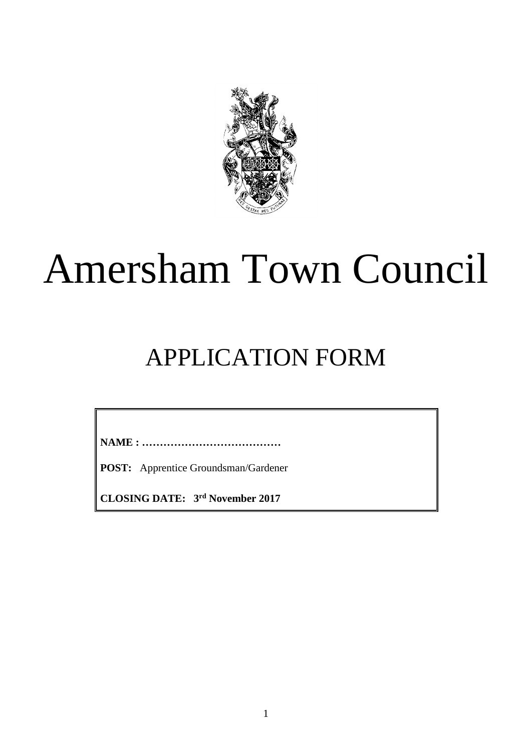# Amersham Town Council

## APPLICATION FORM

**NAME : …………………………………**

**POST:** Apprentice Groundsman/Gardener

**CLOSING DATE: 3rd November 2017**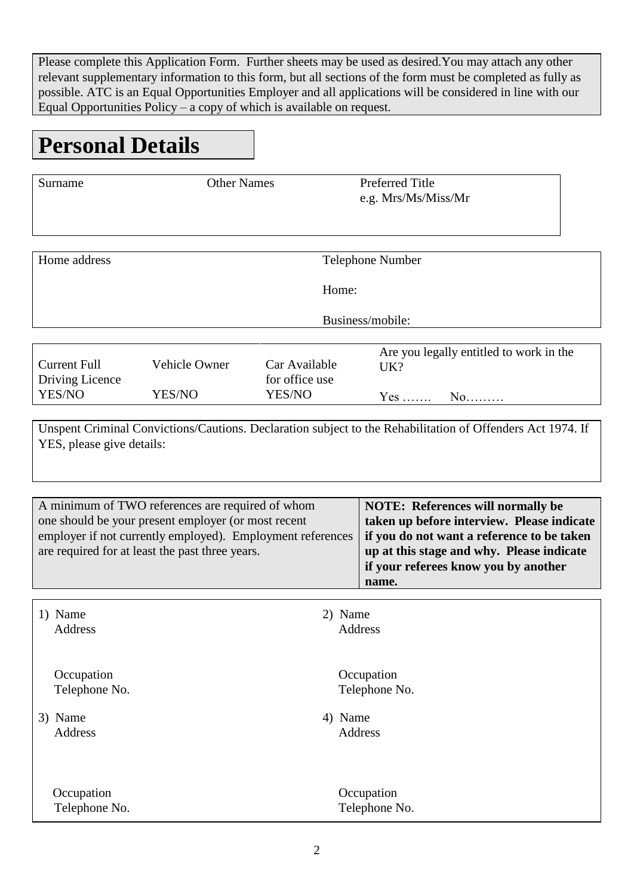Please complete this Application Form. Further sheets may be used as desired.You may attach any other relevant supplementary information to this form, but all sections of the form must be completed as fully as possible. ATC is an Equal Opportunities Employer and all applications will be considered in line with our Equal Opportunities Policy – a copy of which is available on request.

# Personal Details

| Surname | Other Names | Preferred Title e.g. Mrs/Ms/Miss/Mr |
|---|---|---|
| | | |

| Home address | Telephone Number |
|---|---|
| | Home: |
| | Business/mobile: |

| Current Full Driving Licence YES/NO | Vehicle Owner YES/NO | Car Available for office use YES/NO | Are you legally entitled to work in the UK? Yes ……. No……… |
|---|---|---|---|

Unspent Criminal Convictions/Cautions. Declaration subject to the Rehabilitation of Offenders Act 1974. If YES, please give details:

| A minimum of TWO references are required of whom one should be your present employer (or most recent employer if not currently employed). Employment references are required for at least the past three years. | **NOTE: References will normally be taken up before interview. Please indicate if you do not want a reference to be taken up at this stage and why. Please indicate if your referees know you by another name.** |
|---|---|

| | |
|---|---|
| 1) Name<br>Address<br><br>Occupation<br>Telephone No. | 2) Name<br>Address<br><br>Occupation<br>Telephone No. |
| 3) Name<br>Address<br><br>Occupation<br>Telephone No. | 4) Name<br>Address<br><br>Occupation<br>Telephone No. |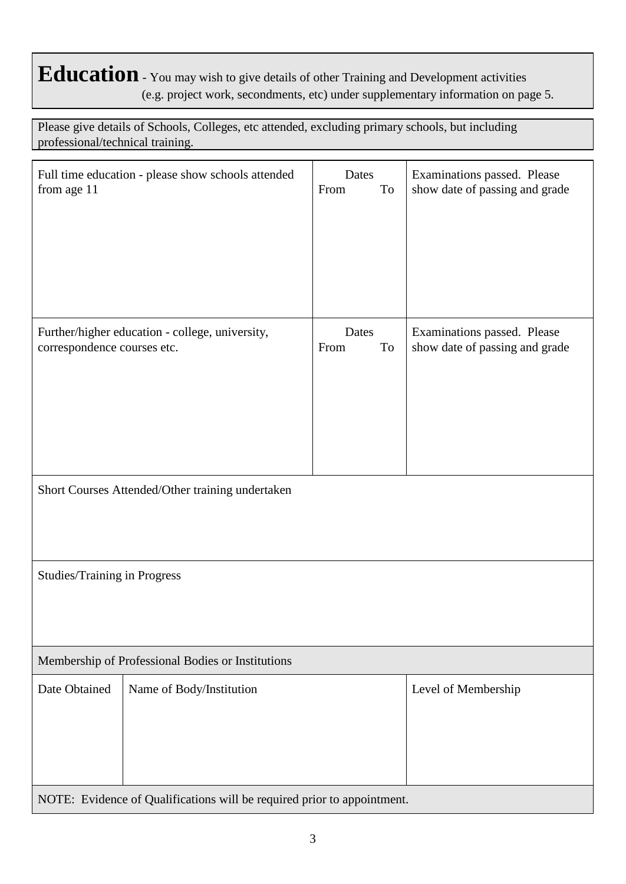# Education

- You may wish to give details of other Training and Development activities (e.g. project work, secondments, etc) under supplementary information on page 5.

Please give details of Schools, Colleges, etc attended, excluding primary schools, but including professional/technical training.

| Full time education - please show schools attended from age 11 | Dates From To | Examinations passed. Please show date of passing and grade |
|---|---|---|
| | | |

| Further/higher education - college, university, correspondence courses etc. | Dates From To | Examinations passed. Please show date of passing and grade |
|---|---|---|
| | | |

Short Courses Attended/Other training undertaken

Studies/Training in Progress

**Membership of Professional Bodies or Institutions**

| Date Obtained | Name of Body/Institution | Level of Membership |
|---|---|---|
| | | |

NOTE: Evidence of Qualifications will be required prior to appointment.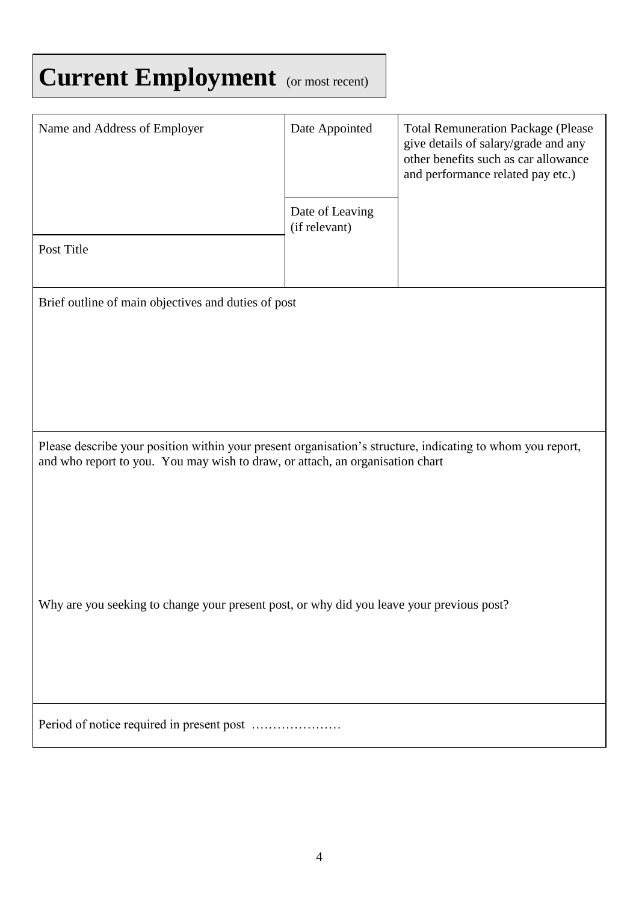# Current Employment (or most recent)

| Name and Address of Employer | Date Appointed | Total Remuneration Package (Please give details of salary/grade and any other benefits such as car allowance and performance related pay etc.) |
| --- | --- | --- |
| | Date of Leaving (if relevant) | |
| Post Title | | |

Brief outline of main objectives and duties of post

Please describe your position within your present organisation's structure, indicating to whom you report, and who report to you. You may wish to draw, or attach, an organisation chart

Why are you seeking to change your present post, or why did you leave your previous post?

Period of notice required in present post …………………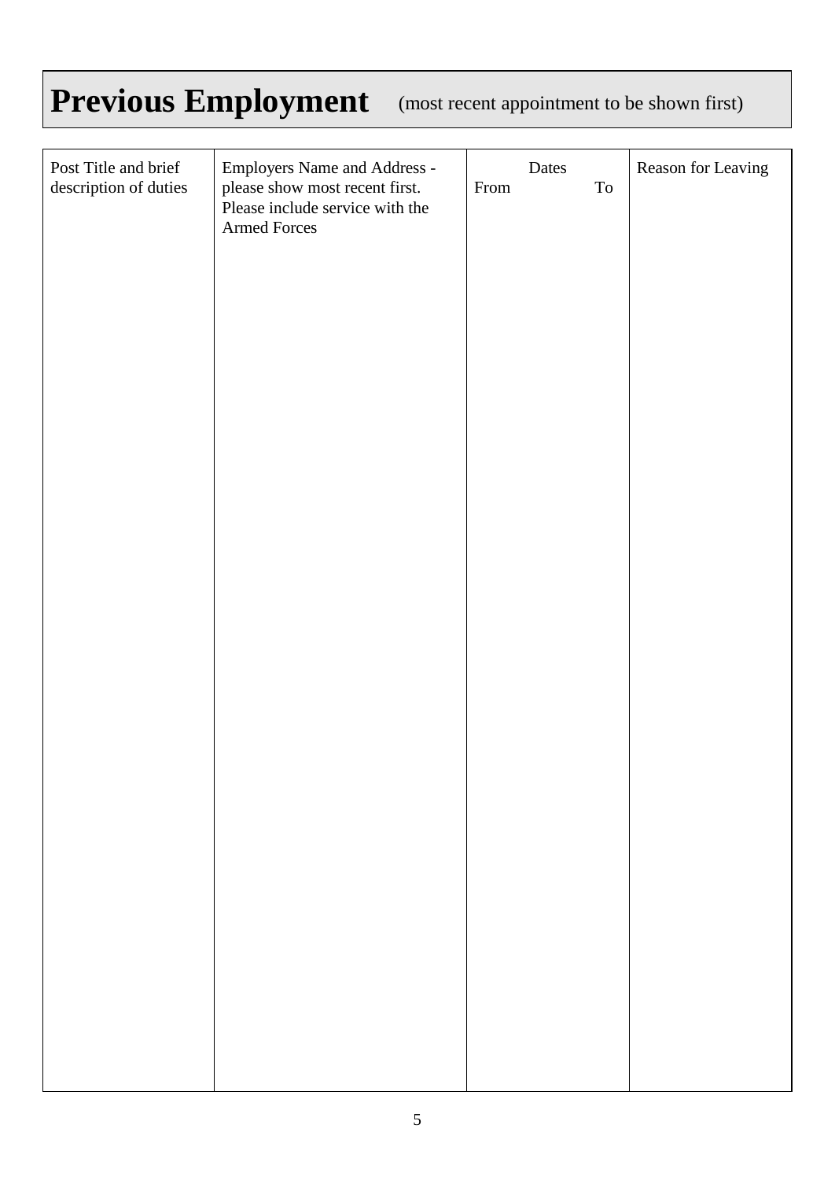# Previous Employment (most recent appointment to be shown first)

| Post Title and brief description of duties | Employers Name and Address - please show most recent first. Please include service with the Armed Forces | Dates | | Reason for Leaving |
|---|---|---|---|---|
| | | From | To | |
| | | | | |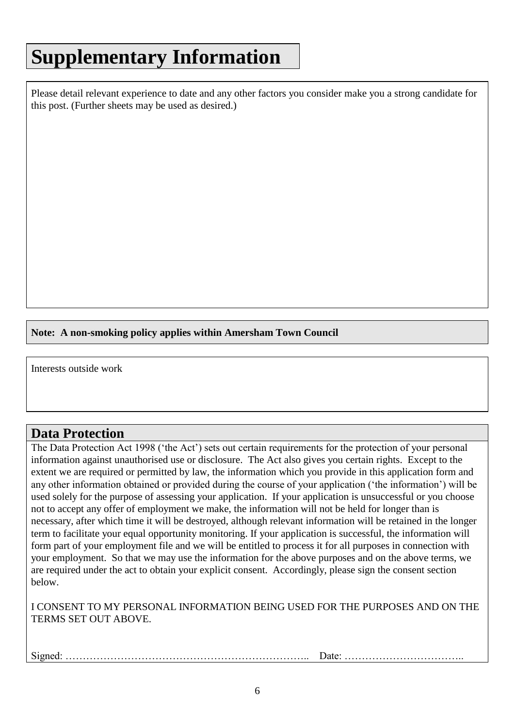# Supplementary Information

Please detail relevant experience to date and any other factors you consider make you a strong candidate for this post. (Further sheets may be used as desired.)

**Note: A non-smoking policy applies within Amersham Town Council**

Interests outside work

## Data Protection

The Data Protection Act 1998 ('the Act') sets out certain requirements for the protection of your personal information against unauthorised use or disclosure. The Act also gives you certain rights. Except to the extent we are required or permitted by law, the information which you provide in this application form and any other information obtained or provided during the course of your application ('the information') will be used solely for the purpose of assessing your application. If your application is unsuccessful or you choose not to accept any offer of employment we make, the information will not be held for longer than is necessary, after which time it will be destroyed, although relevant information will be retained in the longer term to facilitate your equal opportunity monitoring. If your application is successful, the information will form part of your employment file and we will be entitled to process it for all purposes in connection with your employment. So that we may use the information for the above purposes and on the above terms, we are required under the act to obtain your explicit consent. Accordingly, please sign the consent section below.

I CONSENT TO MY PERSONAL INFORMATION BEING USED FOR THE PURPOSES AND ON THE TERMS SET OUT ABOVE.

Signed: …………………………………………………………….. Date: ……………………………..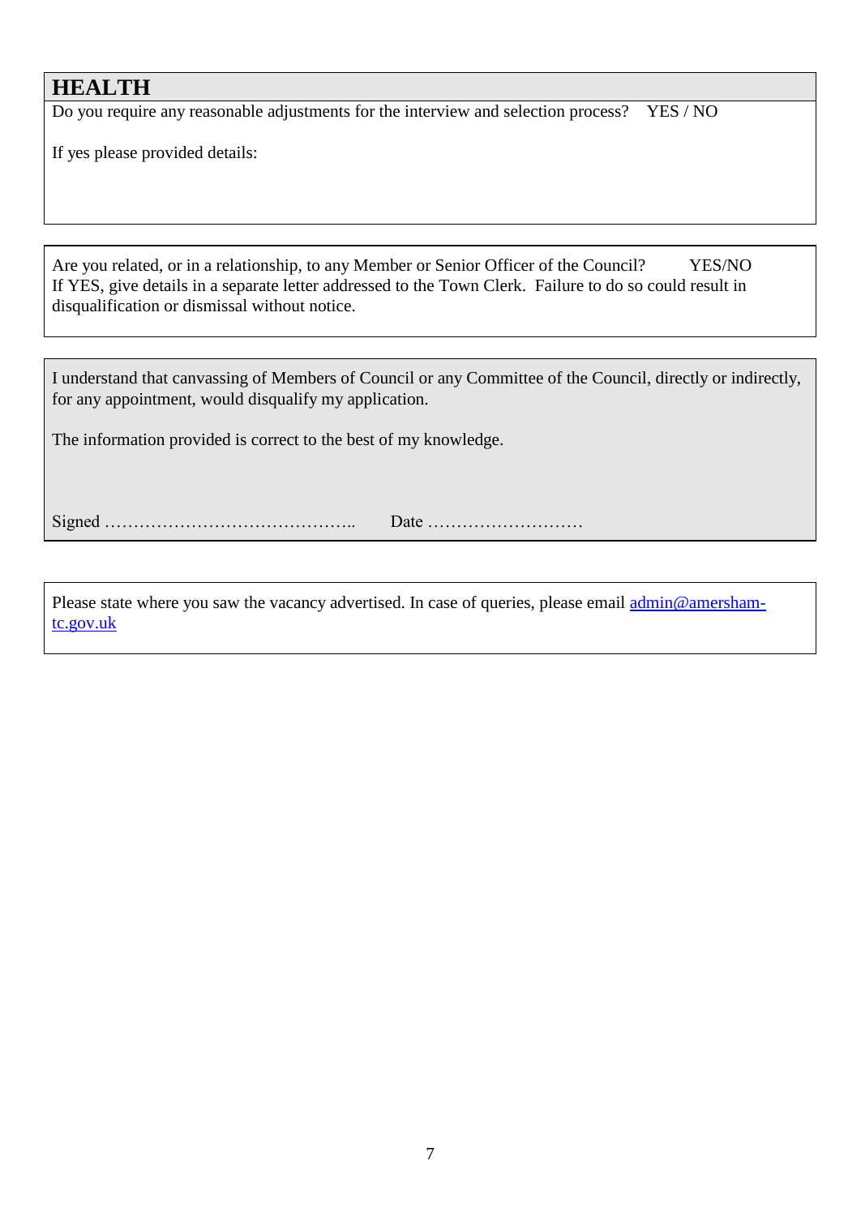## HEALTH

Do you require any reasonable adjustments for the interview and selection process? YES / NO

If yes please provided details:

Are you related, or in a relationship, to any Member or Senior Officer of the Council? YES/NO
If YES, give details in a separate letter addressed to the Town Clerk. Failure to do so could result in disqualification or dismissal without notice.

I understand that canvassing of Members of Council or any Committee of the Council, directly or indirectly, for any appointment, would disqualify my application.

The information provided is correct to the best of my knowledge.

Signed …………………………………….. Date ………………………

Please state where you saw the vacancy advertised. In case of queries, please email admin@amersham-tc.gov.uk